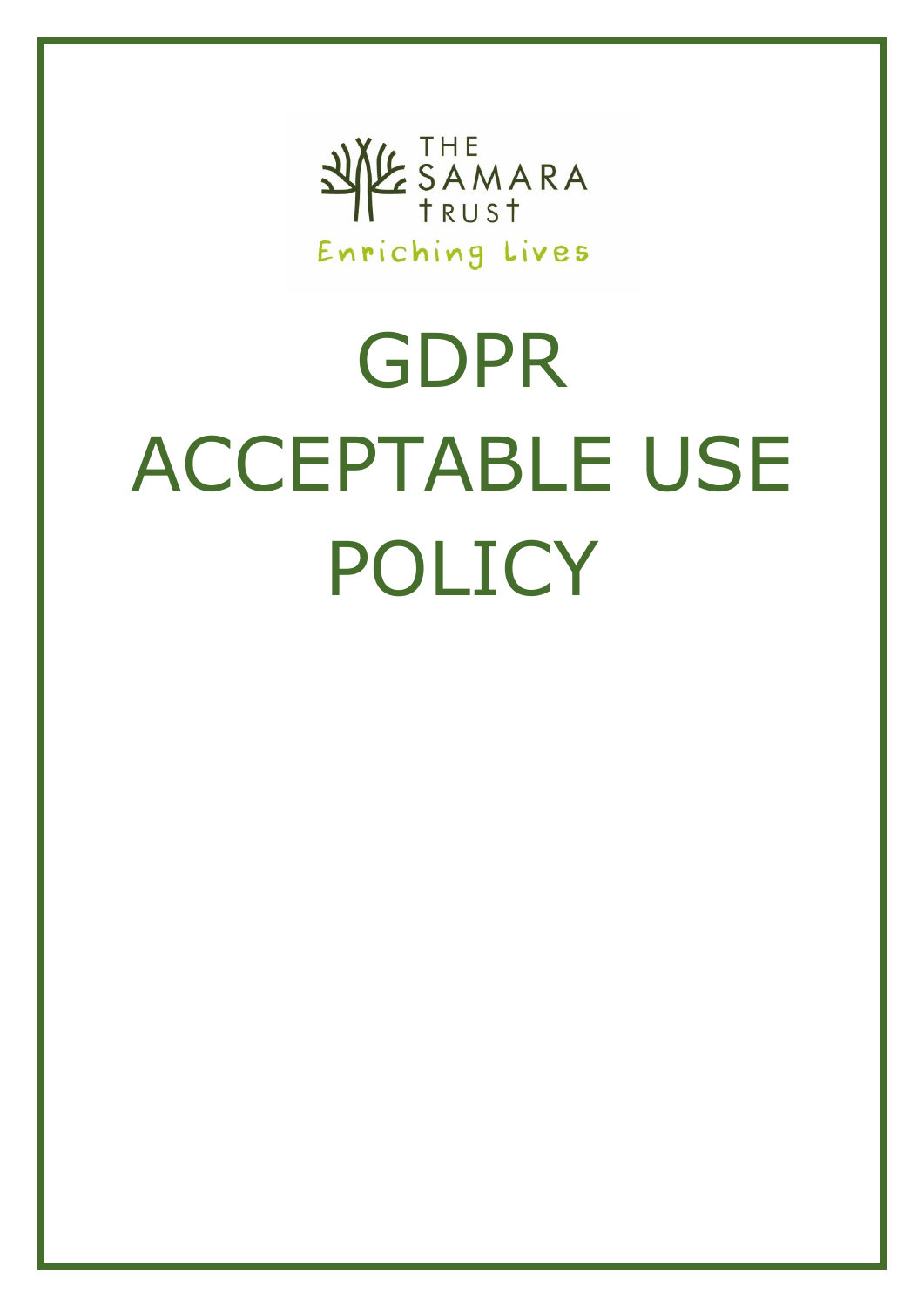THE SAMARA TRUST

Enriching Lives

# GDPR ACCEPTABLE USE POLICY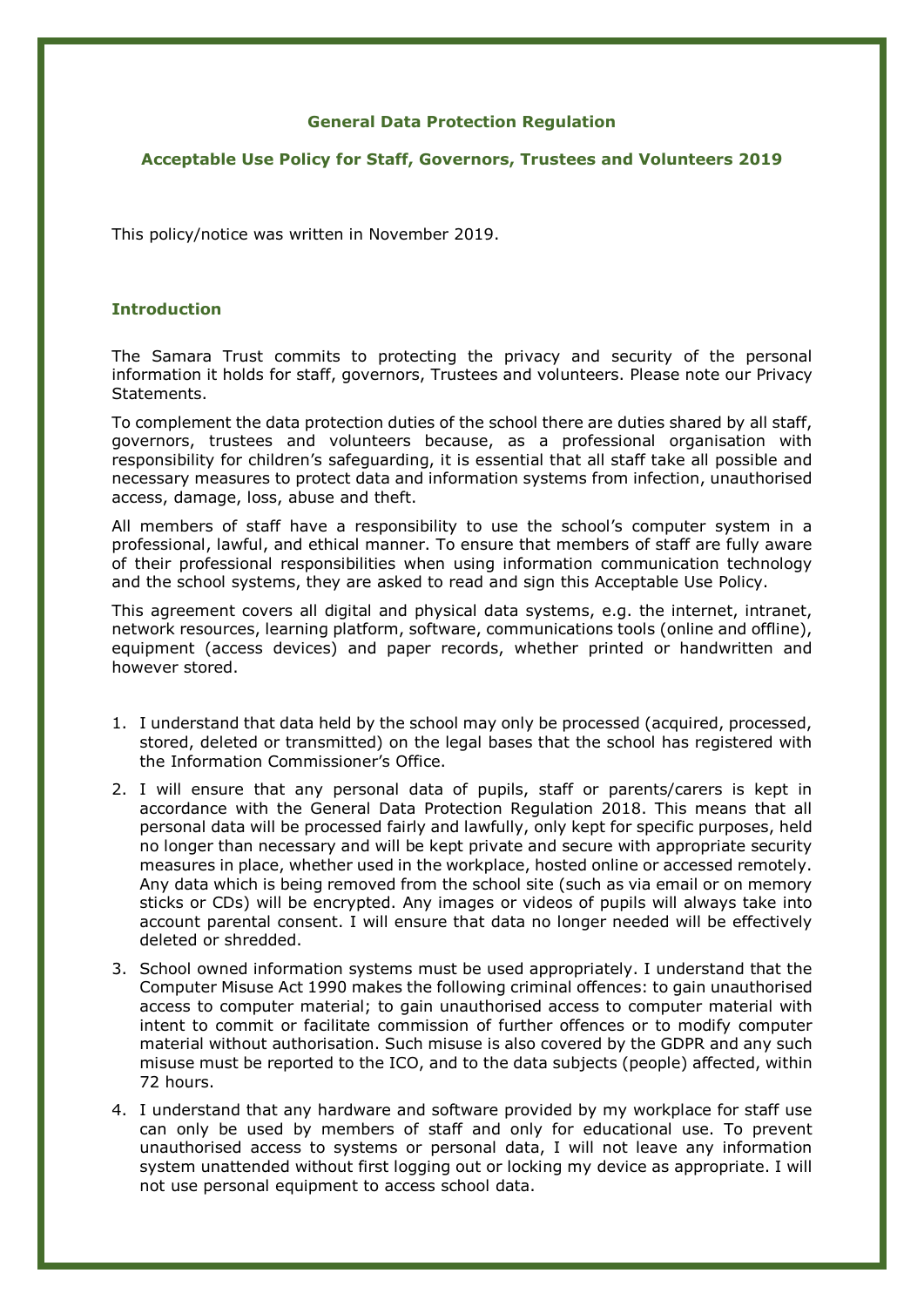**General Data Protection Regulation**

**Acceptable Use Policy for Staff, Governors, Trustees and Volunteers 2019**

This policy/notice was written in November 2019.

## Introduction

The Samara Trust commits to protecting the privacy and security of the personal information it holds for staff, governors, Trustees and volunteers. Please note our Privacy Statements.

To complement the data protection duties of the school there are duties shared by all staff, governors, trustees and volunteers because, as a professional organisation with responsibility for children's safeguarding, it is essential that all staff take all possible and necessary measures to protect data and information systems from infection, unauthorised access, damage, loss, abuse and theft.

All members of staff have a responsibility to use the school's computer system in a professional, lawful, and ethical manner. To ensure that members of staff are fully aware of their professional responsibilities when using information communication technology and the school systems, they are asked to read and sign this Acceptable Use Policy.

This agreement covers all digital and physical data systems, e.g. the internet, intranet, network resources, learning platform, software, communications tools (online and offline), equipment (access devices) and paper records, whether printed or handwritten and however stored.

1. I understand that data held by the school may only be processed (acquired, processed, stored, deleted or transmitted) on the legal bases that the school has registered with the Information Commissioner's Office.
2. I will ensure that any personal data of pupils, staff or parents/carers is kept in accordance with the General Data Protection Regulation 2018. This means that all personal data will be processed fairly and lawfully, only kept for specific purposes, held no longer than necessary and will be kept private and secure with appropriate security measures in place, whether used in the workplace, hosted online or accessed remotely. Any data which is being removed from the school site (such as via email or on memory sticks or CDs) will be encrypted. Any images or videos of pupils will always take into account parental consent. I will ensure that data no longer needed will be effectively deleted or shredded.
3. School owned information systems must be used appropriately. I understand that the Computer Misuse Act 1990 makes the following criminal offences: to gain unauthorised access to computer material; to gain unauthorised access to computer material with intent to commit or facilitate commission of further offences or to modify computer material without authorisation. Such misuse is also covered by the GDPR and any such misuse must be reported to the ICO, and to the data subjects (people) affected, within 72 hours.
4. I understand that any hardware and software provided by my workplace for staff use can only be used by members of staff and only for educational use. To prevent unauthorised access to systems or personal data, I will not leave any information system unattended without first logging out or locking my device as appropriate. I will not use personal equipment to access school data.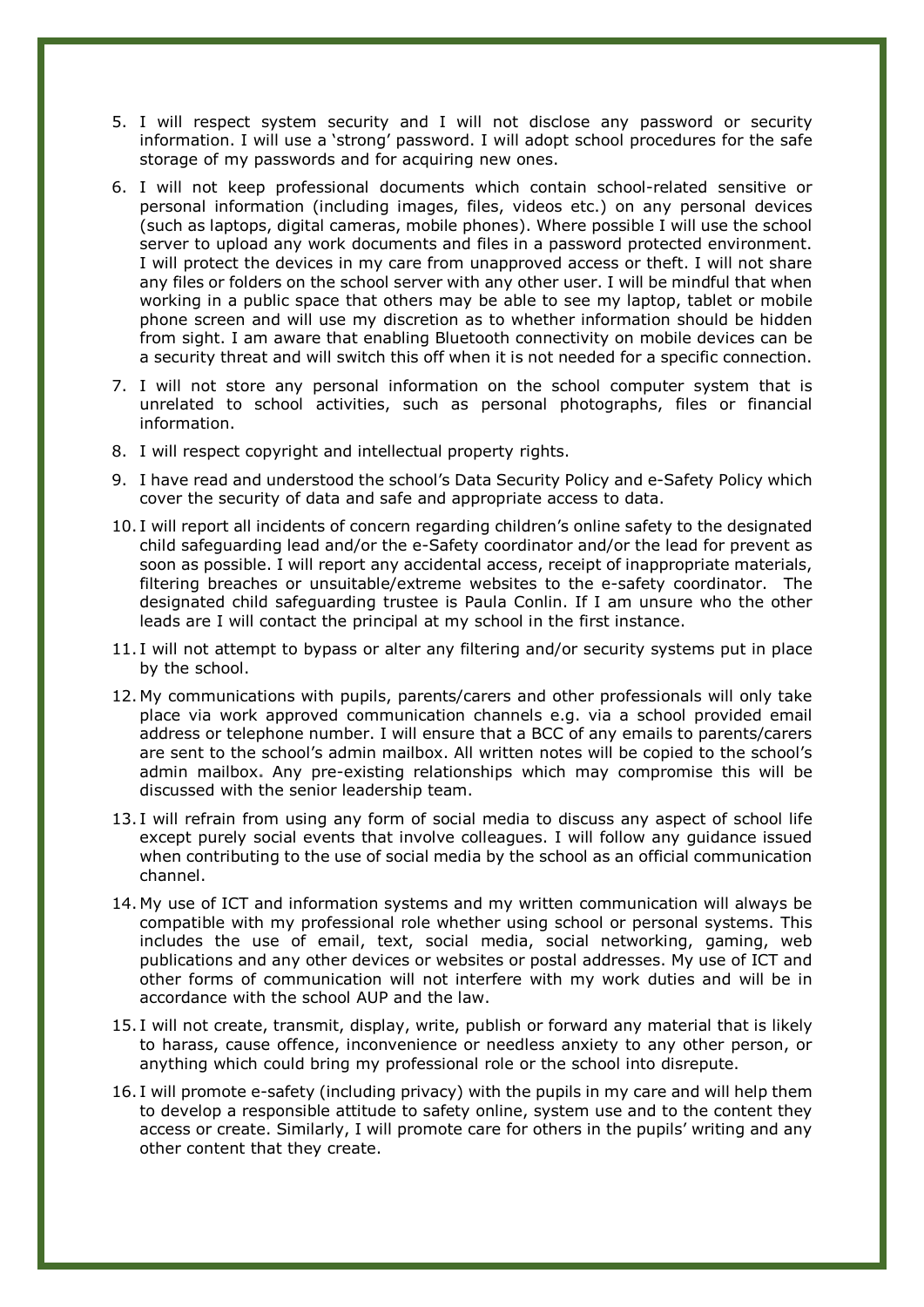5. I will respect system security and I will not disclose any password or security information. I will use a 'strong' password. I will adopt school procedures for the safe storage of my passwords and for acquiring new ones.
6. I will not keep professional documents which contain school-related sensitive or personal information (including images, files, videos etc.) on any personal devices (such as laptops, digital cameras, mobile phones). Where possible I will use the school server to upload any work documents and files in a password protected environment. I will protect the devices in my care from unapproved access or theft. I will not share any files or folders on the school server with any other user. I will be mindful that when working in a public space that others may be able to see my laptop, tablet or mobile phone screen and will use my discretion as to whether information should be hidden from sight. I am aware that enabling Bluetooth connectivity on mobile devices can be a security threat and will switch this off when it is not needed for a specific connection.
7. I will not store any personal information on the school computer system that is unrelated to school activities, such as personal photographs, files or financial information.
8. I will respect copyright and intellectual property rights.
9. I have read and understood the school's Data Security Policy and e-Safety Policy which cover the security of data and safe and appropriate access to data.
10. I will report all incidents of concern regarding children's online safety to the designated child safeguarding lead and/or the e-Safety coordinator and/or the lead for prevent as soon as possible. I will report any accidental access, receipt of inappropriate materials, filtering breaches or unsuitable/extreme websites to the e-safety coordinator. The designated child safeguarding trustee is Paula Conlin. If I am unsure who the other leads are I will contact the principal at my school in the first instance.
11. I will not attempt to bypass or alter any filtering and/or security systems put in place by the school.
12. My communications with pupils, parents/carers and other professionals will only take place via work approved communication channels e.g. via a school provided email address or telephone number. I will ensure that a BCC of any emails to parents/carers are sent to the school's admin mailbox. All written notes will be copied to the school's admin mailbox. Any pre-existing relationships which may compromise this will be discussed with the senior leadership team.
13. I will refrain from using any form of social media to discuss any aspect of school life except purely social events that involve colleagues. I will follow any guidance issued when contributing to the use of social media by the school as an official communication channel.
14. My use of ICT and information systems and my written communication will always be compatible with my professional role whether using school or personal systems. This includes the use of email, text, social media, social networking, gaming, web publications and any other devices or websites or postal addresses. My use of ICT and other forms of communication will not interfere with my work duties and will be in accordance with the school AUP and the law.
15. I will not create, transmit, display, write, publish or forward any material that is likely to harass, cause offence, inconvenience or needless anxiety to any other person, or anything which could bring my professional role or the school into disrepute.
16. I will promote e-safety (including privacy) with the pupils in my care and will help them to develop a responsible attitude to safety online, system use and to the content they access or create. Similarly, I will promote care for others in the pupils' writing and any other content that they create.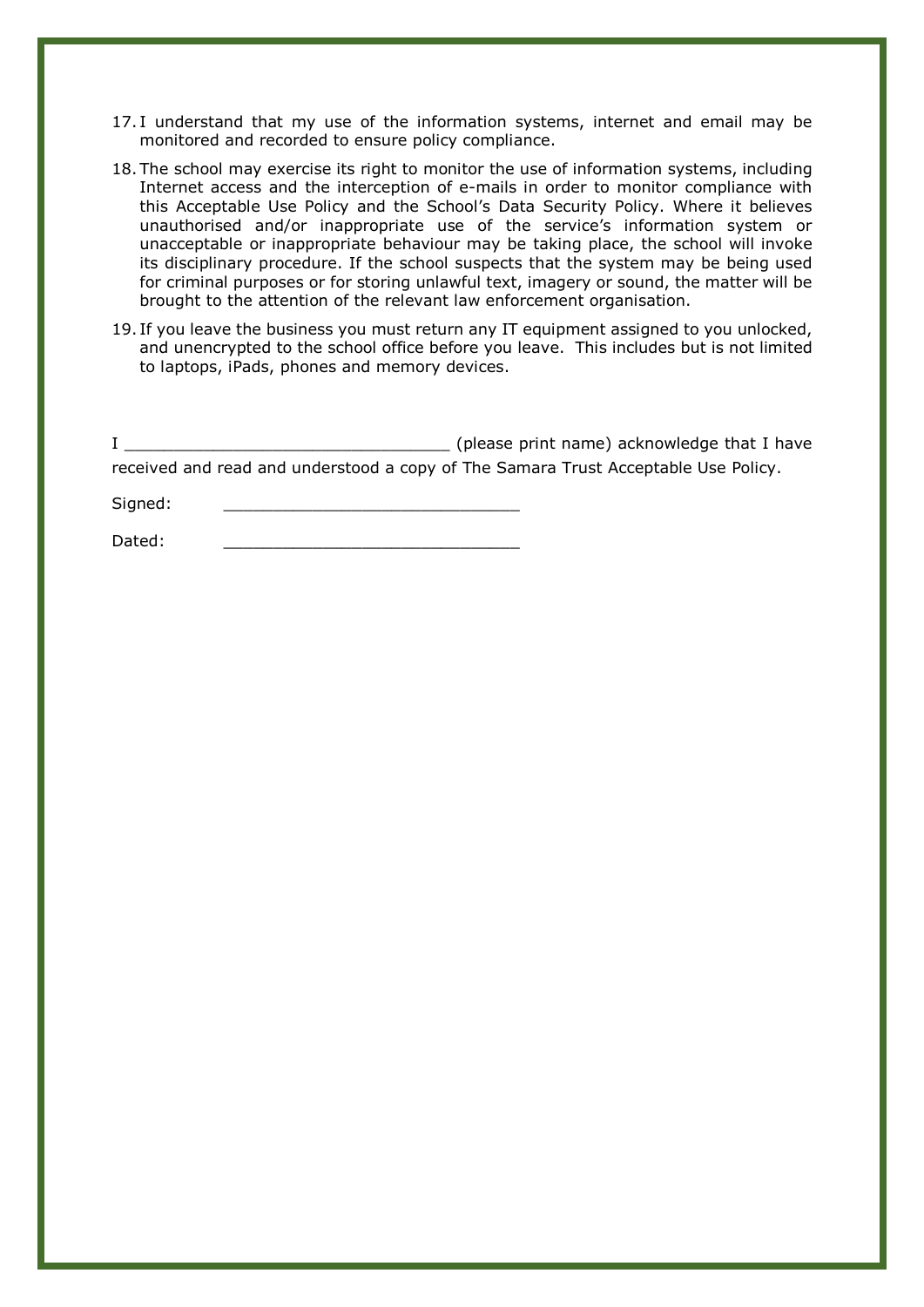17. I understand that my use of the information systems, internet and email may be monitored and recorded to ensure policy compliance.

18. The school may exercise its right to monitor the use of information systems, including Internet access and the interception of e-mails in order to monitor compliance with this Acceptable Use Policy and the School's Data Security Policy. Where it believes unauthorised and/or inappropriate use of the service's information system or unacceptable or inappropriate behaviour may be taking place, the school will invoke its disciplinary procedure. If the school suspects that the system may be being used for criminal purposes or for storing unlawful text, imagery or sound, the matter will be brought to the attention of the relevant law enforcement organisation.

19. If you leave the business you must return any IT equipment assigned to you unlocked, and unencrypted to the school office before you leave. This includes but is not limited to laptops, iPads, phones and memory devices.

I ________________________________ (please print name) acknowledge that I have received and read and understood a copy of The Samara Trust Acceptable Use Policy.

Signed: ______________________________

Dated: ______________________________